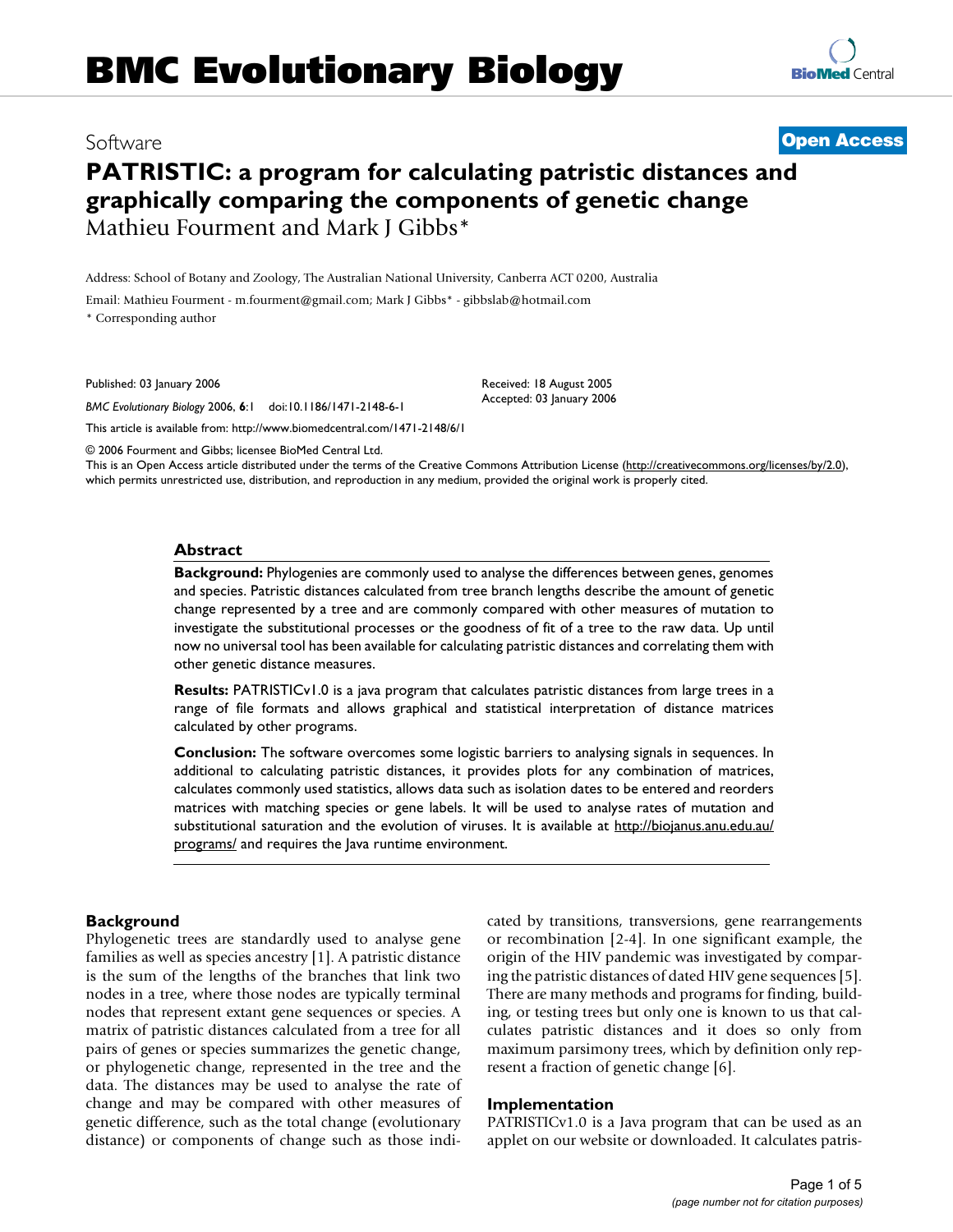# BMC Evolutionary Biology

Software

**Open Access**

# PATRISTIC: a program for calculating patristic distances and graphically comparing the components of genetic change

Mathieu Fourment and Mark J Gibbs*

Address: School of Botany and Zoology, The Australian National University, Canberra ACT 0200, Australia

Email: Mathieu Fourment - m.fourment@gmail.com; Mark J Gibbs* - gibbslab@hotmail.com

* Corresponding author

Published: 03 January 2006

*BMC Evolutionary Biology* 2006, **6**:1 doi:10.1186/1471-2148-6-1

Received: 18 August 2005
Accepted: 03 January 2006

This article is available from: http://www.biomedcentral.com/1471-2148/6/1

© 2006 Fourment and Gibbs; licensee BioMed Central Ltd.
This is an Open Access article distributed under the terms of the Creative Commons Attribution License (http://creativecommons.org/licenses/by/2.0), which permits unrestricted use, distribution, and reproduction in any medium, provided the original work is properly cited.

## Abstract

**Background:** Phylogenies are commonly used to analyse the differences between genes, genomes and species. Patristic distances calculated from tree branch lengths describe the amount of genetic change represented by a tree and are commonly compared with other measures of mutation to investigate the substitutional processes or the goodness of fit of a tree to the raw data. Up until now no universal tool has been available for calculating patristic distances and correlating them with other genetic distance measures.

**Results:** PATRISTICv1.0 is a java program that calculates patristic distances from large trees in a range of file formats and allows graphical and statistical interpretation of distance matrices calculated by other programs.

**Conclusion:** The software overcomes some logistic barriers to analysing signals in sequences. In additional to calculating patristic distances, it provides plots for any combination of matrices, calculates commonly used statistics, allows data such as isolation dates to be entered and reorders matrices with matching species or gene labels. It will be used to analyse rates of mutation and substitutional saturation and the evolution of viruses. It is available at http://biojanus.anu.edu.au/programs/ and requires the Java runtime environment.

## Background

Phylogenetic trees are standardly used to analyse gene families as well as species ancestry [1]. A patristic distance is the sum of the lengths of the branches that link two nodes in a tree, where those nodes are typically terminal nodes that represent extant gene sequences or species. A matrix of patristic distances calculated from a tree for all pairs of genes or species summarizes the genetic change, or phylogenetic change, represented in the tree and the data. The distances may be used to analyse the rate of change and may be compared with other measures of genetic difference, such as the total change (evolutionary distance) or components of change such as those indicated by transitions, transversions, gene rearrangements or recombination [2-4]. In one significant example, the origin of the HIV pandemic was investigated by comparing the patristic distances of dated HIV gene sequences [5]. There are many methods and programs for finding, building, or testing trees but only one is known to us that calculates patristic distances and it does so only from maximum parsimony trees, which by definition only represent a fraction of genetic change [6].

## Implementation

PATRISTICv1.0 is a Java program that can be used as an applet on our website or downloaded. It calculates patris-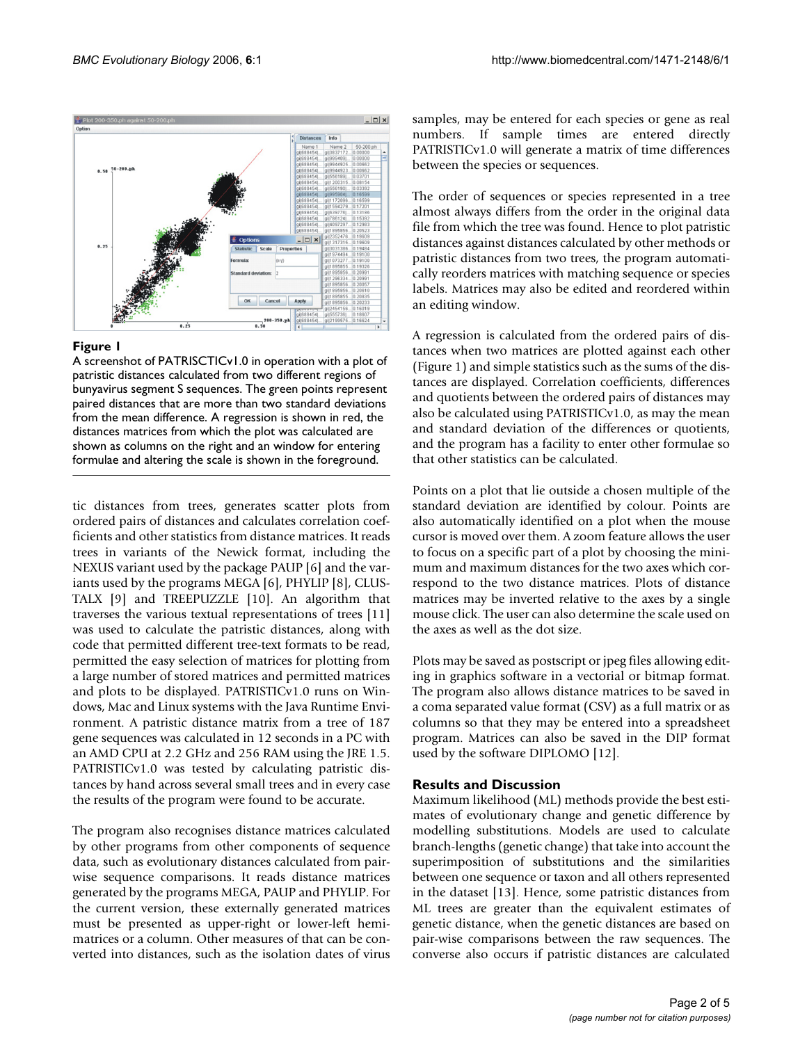**Figure 1**

A screenshot of PATRISCTICv1.0 in operation with a plot of patristic distances calculated from two different regions of bunyavirus segment S sequences. The green points represent paired distances that are more than two standard deviations from the mean difference. A regression is shown in red, the distances matrices from which the plot was calculated are shown as columns on the right and an window for entering formulae and altering the scale is shown in the foreground.

tic distances from trees, generates scatter plots from ordered pairs of distances and calculates correlation coefficients and other statistics from distance matrices. It reads trees in variants of the Newick format, including the NEXUS variant used by the package PAUP [6] and the variants used by the programs MEGA [6], PHYLIP [8], CLUSTALX [9] and TREEPUZZLE [10]. An algorithm that traverses the various textual representations of trees [11] was used to calculate the patristic distances, along with code that permitted different tree-text formats to be read, permitted the easy selection of matrices for plotting from a large number of stored matrices and permitted matrices and plots to be displayed. PATRISTICv1.0 runs on Windows, Mac and Linux systems with the Java Runtime Environment. A patristic distance matrix from a tree of 187 gene sequences was calculated in 12 seconds in a PC with an AMD CPU at 2.2 GHz and 256 RAM using the JRE 1.5. PATRISTICv1.0 was tested by calculating patristic distances by hand across several small trees and in every case the results of the program were found to be accurate.

The program also recognises distance matrices calculated by other programs from other components of sequence data, such as evolutionary distances calculated from pairwise sequence comparisons. It reads distance matrices generated by the programs MEGA, PAUP and PHYLIP. For the current version, these externally generated matrices must be presented as upper-right or lower-left hemi-matrices or a column. Other measures of that can be converted into distances, such as the isolation dates of virus samples, may be entered for each species or gene as real numbers. If sample times are entered directly PATRISTICv1.0 will generate a matrix of time differences between the species or sequences.

The order of sequences or species represented in a tree almost always differs from the order in the original data file from which the tree was found. Hence to plot patristic distances against distances calculated by other methods or patristic distances from two trees, the program automatically reorders matrices with matching sequence or species labels. Matrices may also be edited and reordered within an editing window.

A regression is calculated from the ordered pairs of distances when two matrices are plotted against each other (Figure 1) and simple statistics such as the sums of the distances are displayed. Correlation coefficients, differences and quotients between the ordered pairs of distances may also be calculated using PATRISTICv1.0, as may the mean and standard deviation of the differences or quotients, and the program has a facility to enter other formulae so that other statistics can be calculated.

Points on a plot that lie outside a chosen multiple of the standard deviation are identified by colour. Points are also automatically identified on a plot when the mouse cursor is moved over them. A zoom feature allows the user to focus on a specific part of a plot by choosing the minimum and maximum distances for the two axes which correspond to the two distance matrices. Plots of distance matrices may be inverted relative to the axes by a single mouse click. The user can also determine the scale used on the axes as well as the dot size.

Plots may be saved as postscript or jpeg files allowing editing in graphics software in a vectorial or bitmap format. The program also allows distance matrices to be saved in a coma separated value format (CSV) as a full matrix or as columns so that they may be entered into a spreadsheet program. Matrices can also be saved in the DIP format used by the software DIPLOMO [12].

## Results and Discussion

Maximum likelihood (ML) methods provide the best estimates of evolutionary change and genetic difference by modelling substitutions. Models are used to calculate branch-lengths (genetic change) that take into account the superimposition of substitutions and the similarities between one sequence or taxon and all others represented in the dataset [13]. Hence, some patristic distances from ML trees are greater than the equivalent estimates of genetic distance, when the genetic distances are based on pair-wise comparisons between the raw sequences. The converse also occurs if patristic distances are calculated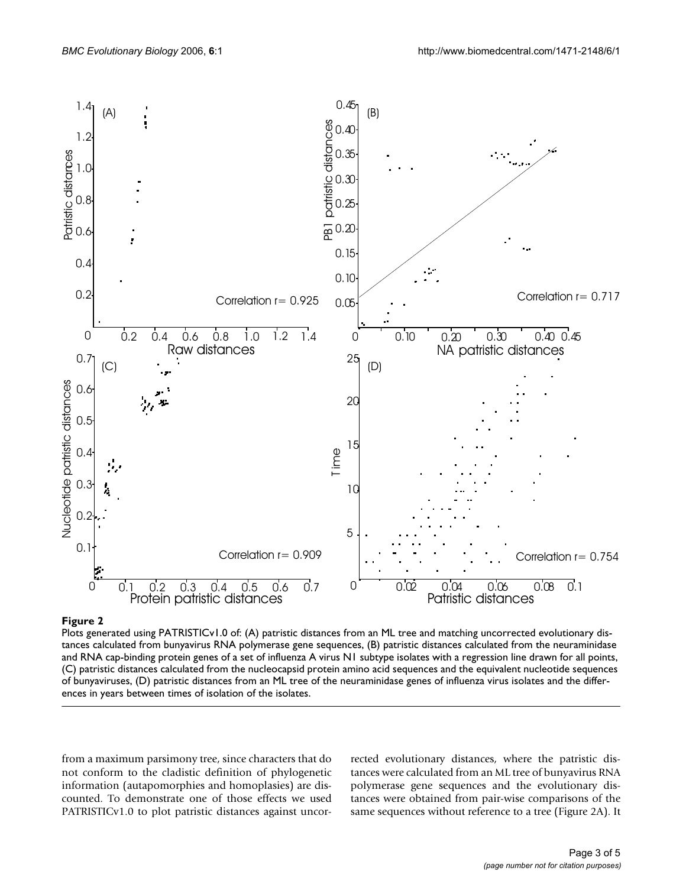**Figure 2**

Plots generated using PATRISTICv1.0 of: (A) patristic distances from an ML tree and matching uncorrected evolutionary distances calculated from bunyavirus RNA polymerase gene sequences, (B) patristic distances calculated from the neuraminidase and RNA cap-binding protein genes of a set of influenza A virus N1 subtype isolates with a regression line drawn for all points, (C) patristic distances calculated from the nucleocapsid protein amino acid sequences and the equivalent nucleotide sequences of bunyaviruses, (D) patristic distances from an ML tree of the neuraminidase genes of influenza virus isolates and the differences in years between times of isolation of the isolates.

from a maximum parsimony tree, since characters that do not conform to the cladistic definition of phylogenetic information (autapomorphies and homoplasies) are discounted. To demonstrate one of those effects we used PATRISTICv1.0 to plot patristic distances against uncorrected evolutionary distances, where the patristic distances were calculated from an ML tree of bunyavirus RNA polymerase gene sequences and the evolutionary distances were obtained from pair-wise comparisons of the same sequences without reference to a tree (Figure 2A). It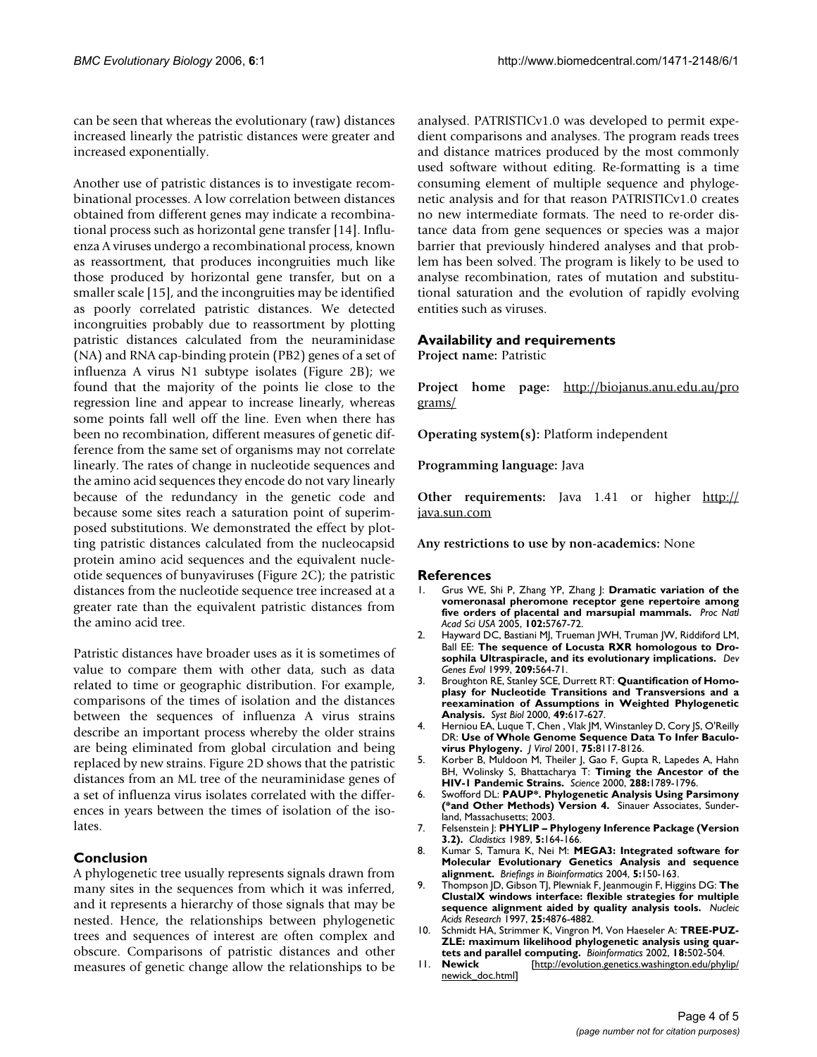can be seen that whereas the evolutionary (raw) distances increased linearly the patristic distances were greater and increased exponentially.

Another use of patristic distances is to investigate recombinational processes. A low correlation between distances obtained from different genes may indicate a recombinational process such as horizontal gene transfer [14]. Influenza A viruses undergo a recombinational process, known as reassortment, that produces incongruities much like those produced by horizontal gene transfer, but on a smaller scale [15], and the incongruities may be identified as poorly correlated patristic distances. We detected incongruities probably due to reassortment by plotting patristic distances calculated from the neuraminidase (NA) and RNA cap-binding protein (PB2) genes of a set of influenza A virus N1 subtype isolates (Figure 2B); we found that the majority of the points lie close to the regression line and appear to increase linearly, whereas some points fall well off the line. Even when there has been no recombination, different measures of genetic difference from the same set of organisms may not correlate linearly. The rates of change in nucleotide sequences and the amino acid sequences they encode do not vary linearly because of the redundancy in the genetic code and because some sites reach a saturation point of superimposed substitutions. We demonstrated the effect by plotting patristic distances calculated from the nucleocapsid protein amino acid sequences and the equivalent nucleotide sequences of bunyaviruses (Figure 2C); the patristic distances from the nucleotide sequence tree increased at a greater rate than the equivalent patristic distances from the amino acid tree.

Patristic distances have broader uses as it is sometimes of value to compare them with other data, such as data related to time or geographic distribution. For example, comparisons of the times of isolation and the distances between the sequences of influenza A virus strains describe an important process whereby the older strains are being eliminated from global circulation and being replaced by new strains. Figure 2D shows that the patristic distances from an ML tree of the neuraminidase genes of a set of influenza virus isolates correlated with the differences in years between the times of isolation of the isolates.

## Conclusion

A phylogenetic tree usually represents signals drawn from many sites in the sequences from which it was inferred, and it represents a hierarchy of those signals that may be nested. Hence, the relationships between phylogenetic trees and sequences of interest are often complex and obscure. Comparisons of patristic distances and other measures of genetic change allow the relationships to be analysed. PATRISTICv1.0 was developed to permit expedient comparisons and analyses. The program reads trees and distance matrices produced by the most commonly used software without editing. Re-formatting is a time consuming element of multiple sequence and phylogenetic analysis and for that reason PATRISTICv1.0 creates no new intermediate formats. The need to re-order distance data from gene sequences or species was a major barrier that previously hindered analyses and that problem has been solved. The program is likely to be used to analyse recombination, rates of mutation and substitutional saturation and the evolution of rapidly evolving entities such as viruses.

## Availability and requirements

**Project name:** Patristic

**Project home page:** http://biojanus.anu.edu.au/programs/

**Operating system(s):** Platform independent

**Programming language:** Java

**Other requirements:** Java 1.41 or higher http://java.sun.com

**Any restrictions to use by non-academics:** None

## References

1. Grus WE, Shi P, Zhang YP, Zhang J: **Dramatic variation of the vomeronasal pheromone receptor gene repertoire among five orders of placental and marsupial mammals.** *Proc Natl Acad Sci USA* 2005, **102:**5767-72.
2. Hayward DC, Bastiani MJ, Trueman JWH, Truman JW, Riddiford LM, Ball EE: **The sequence of Locusta RXR homologous to Drosophila Ultraspiracle, and its evolutionary implications.** *Dev Genes Evol* 1999, **209:**564-71.
3. Broughton RE, Stanley SCE, Durrett RT: **Quantification of Homoplasy for Nucleotide Transitions and Transversions and a reexamination of Assumptions in Weighted Phylogenetic Analysis.** *Syst Biol* 2000, **49:**617-627.
4. Herniou EA, Luque T, Chen , Vlak JM, Winstanley D, Cory JS, O'Reilly DR: **Use of Whole Genome Sequence Data To Infer Baculovirus Phylogeny.** *J Virol* 2001, **75:**8117-8126.
5. Korber B, Muldoon M, Theiler J, Gao F, Gupta R, Lapedes A, Hahn BH, Wolinsky S, Bhattacharya T: **Timing the Ancestor of the HIV-1 Pandemic Strains.** *Science* 2000, **288:**1789-1796.
6. Swofford DL: **PAUP*. Phylogenetic Analysis Using Parsimony (*and Other Methods) Version 4.** Sinauer Associates, Sunderland, Massachusetts; 2003.
7. Felsenstein J: **PHYLIP – Phylogeny Inference Package (Version 3.2).** *Cladistics* 1989, **5:**164-166.
8. Kumar S, Tamura K, Nei M: **MEGA3: Integrated software for Molecular Evolutionary Genetics Analysis and sequence alignment.** *Briefings in Bioinformatics* 2004, **5:**150-163.
9. Thompson JD, Gibson TJ, Plewniak F, Jeanmougin F, Higgins DG: **The ClustalX windows interface: flexible strategies for multiple sequence alignment aided by quality analysis tools.** *Nucleic Acids Research* 1997, **25:**4876-4882.
10. Schmidt HA, Strimmer K, Vingron M, Von Haeseler A: **TREE-PUZZLE: maximum likelihood phylogenetic analysis using quartets and parallel computing.** *Bioinformatics* 2002, **18:**502-504.
11. **Newick** [http://evolution.genetics.washington.edu/phylip/newick_doc.html]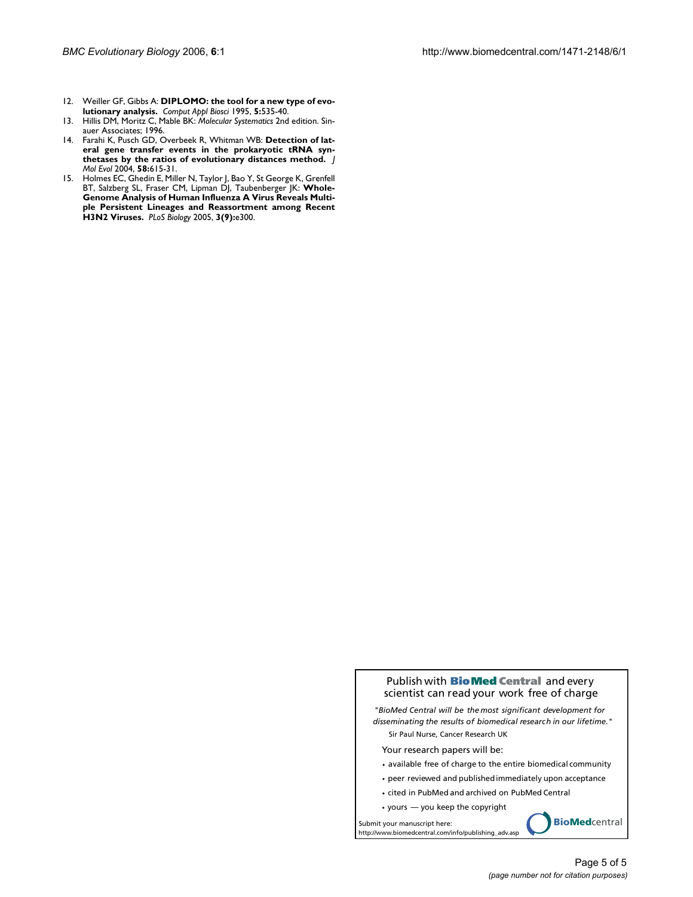12. Weiller GF, Gibbs A: **DIPLOMO: the tool for a new type of evolutionary analysis.** *Comput Appl Biosci* 1995, **5:**535-40.
13. Hillis DM, Moritz C, Mable BK: *Molecular Systematics* 2nd edition. Sinauer Associates; 1996.
14. Farahi K, Pusch GD, Overbeek R, Whitman WB: **Detection of lateral gene transfer events in the prokaryotic tRNA synthetases by the ratios of evolutionary distances method.** *J Mol Evol* 2004, **58:**615-31.
15. Holmes EC, Ghedin E, Miller N, Taylor J, Bao Y, St George K, Grenfell BT, Salzberg SL, Fraser CM, Lipman DJ, Taubenberger JK: **Whole-Genome Analysis of Human Influenza A Virus Reveals Multiple Persistent Lineages and Reassortment among Recent H3N2 Viruses.** *PLoS Biology* 2005, **3(9):**e300.

Publish with **BioMed Central** and every scientist can read your work free of charge

*"BioMed Central will be the most significant development for disseminating the results of biomedical research in our lifetime."*

Sir Paul Nurse, Cancer Research UK

Your research papers will be:

- available free of charge to the entire biomedical community
- peer reviewed and published immediately upon acceptance
- cited in PubMed and archived on PubMed Central
- yours — you keep the copyright

Submit your manuscript here:
http://www.biomedcentral.com/info/publishing_adv.asp

**BioMed**central